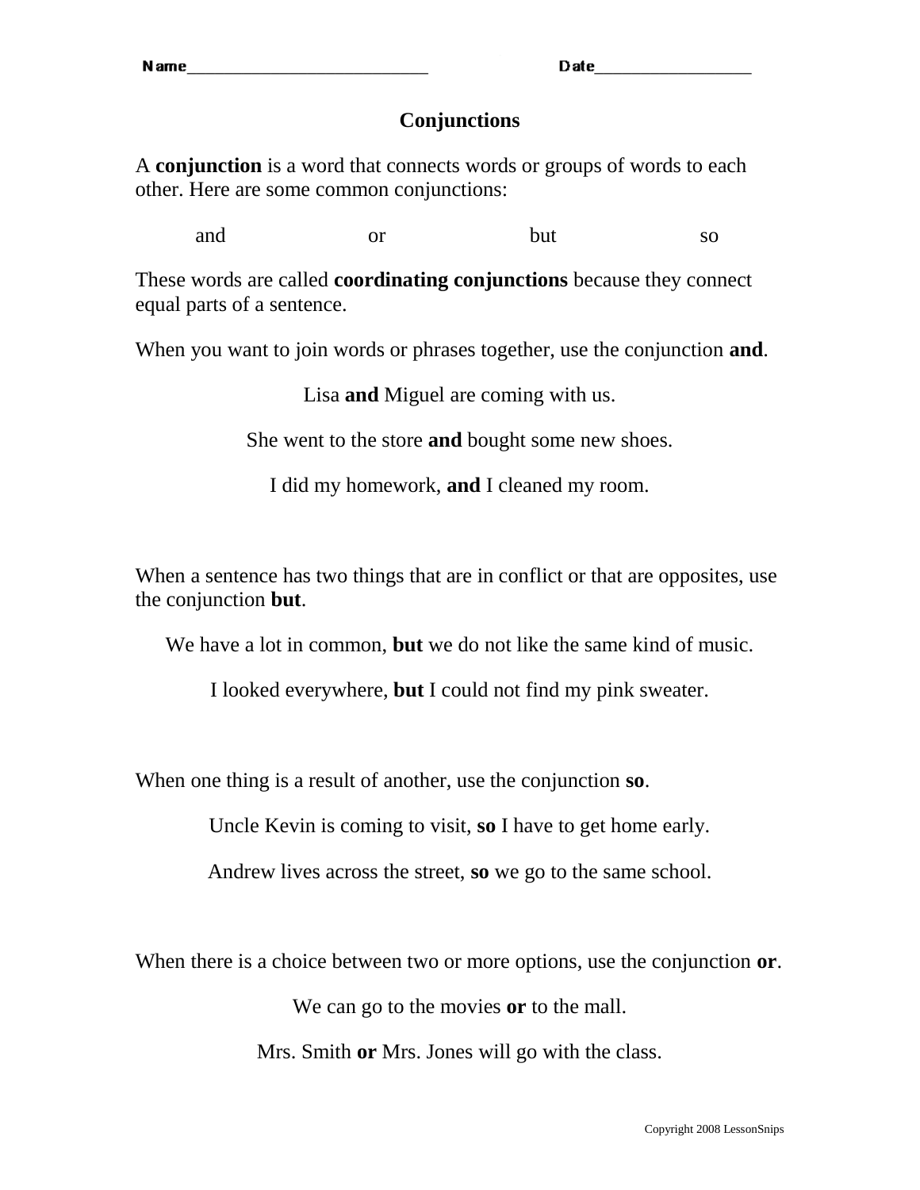Name___________________________ Date__________________

# Conjunctions

A **conjunction** is a word that connects words or groups of words to each other. Here are some common conjunctions:

and | or | but | so

These words are called **coordinating conjunctions** because they connect equal parts of a sentence.

When you want to join words or phrases together, use the conjunction **and**.

Lisa **and** Miguel are coming with us.

She went to the store **and** bought some new shoes.

I did my homework, **and** I cleaned my room.

When a sentence has two things that are in conflict or that are opposites, use the conjunction **but**.

We have a lot in common, **but** we do not like the same kind of music.

I looked everywhere, **but** I could not find my pink sweater.

When one thing is a result of another, use the conjunction **so**.

Uncle Kevin is coming to visit, **so** I have to get home early.

Andrew lives across the street, **so** we go to the same school.

When there is a choice between two or more options, use the conjunction **or**.

We can go to the movies **or** to the mall.

Mrs. Smith **or** Mrs. Jones will go with the class.

Copyright 2008 LessonSnips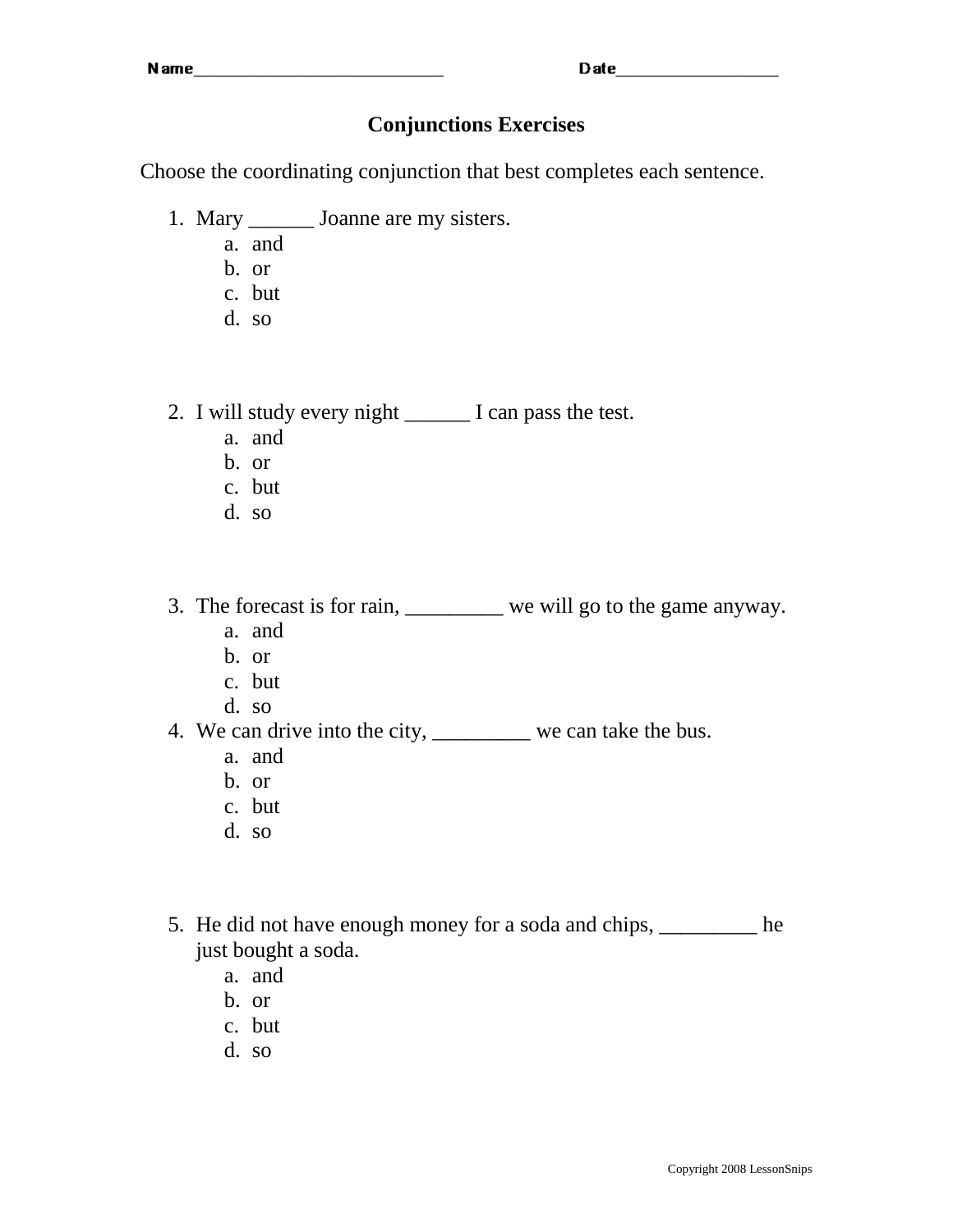Name__________________________ Date_________________

## Conjunctions Exercises

Choose the coordinating conjunction that best completes each sentence.

1. Mary ______ Joanne are my sisters.
   a. and
   b. or
   c. but
   d. so

2. I will study every night ______ I can pass the test.
   a. and
   b. or
   c. but
   d. so

3. The forecast is for rain, _________ we will go to the game anyway.
   a. and
   b. or
   c. but
   d. so
4. We can drive into the city, _________ we can take the bus.
   a. and
   b. or
   c. but
   d. so

5. He did not have enough money for a soda and chips, _________ he just bought a soda.
   a. and
   b. or
   c. but
   d. so

Copyright 2008 LessonSnips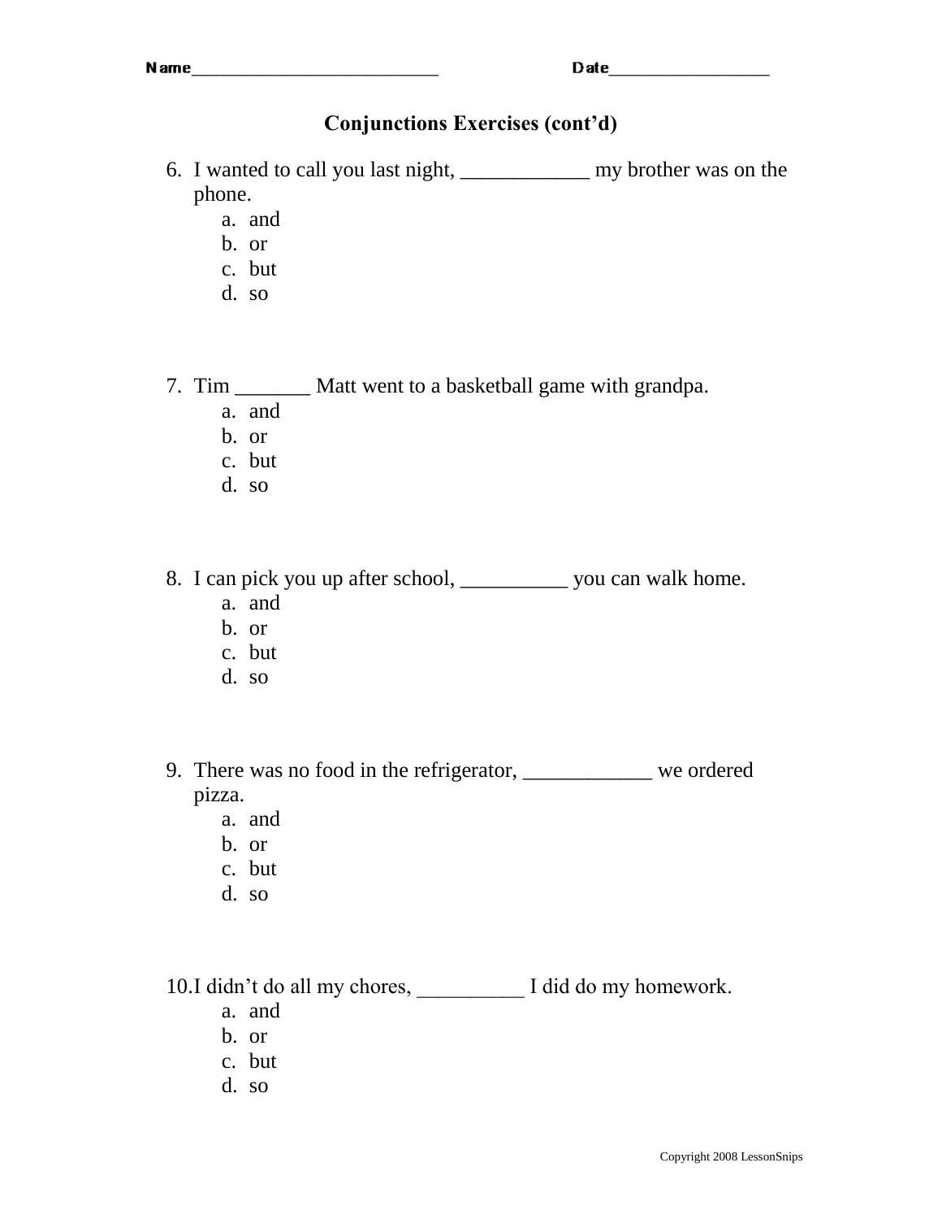Name_________________________ Date_________________

## Conjunctions Exercises (cont'd)

6. I wanted to call you last night, ____________ my brother was on the phone.
   a. and
   b. or
   c. but
   d. so

7. Tim _______ Matt went to a basketball game with grandpa.
   a. and
   b. or
   c. but
   d. so

8. I can pick you up after school, __________ you can walk home.
   a. and
   b. or
   c. but
   d. so

9. There was no food in the refrigerator, ____________ we ordered pizza.
   a. and
   b. or
   c. but
   d. so

10. I didn't do all my chores, __________ I did do my homework.
    a. and
    b. or
    c. but
    d. so

Copyright 2008 LessonSnips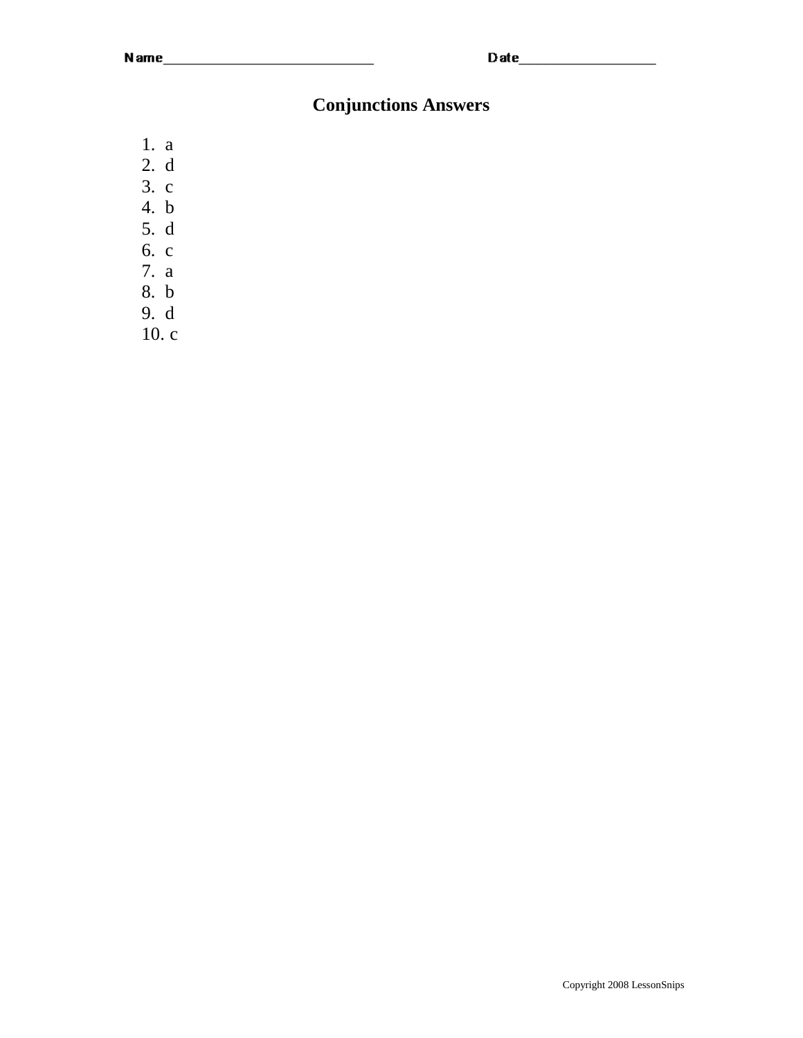Name_____________________________ Date___________________

# Conjunctions Answers

1. a
2. d
3. c
4. b
5. d
6. c
7. a
8. b
9. d
10. c

Copyright 2008 LessonSnips